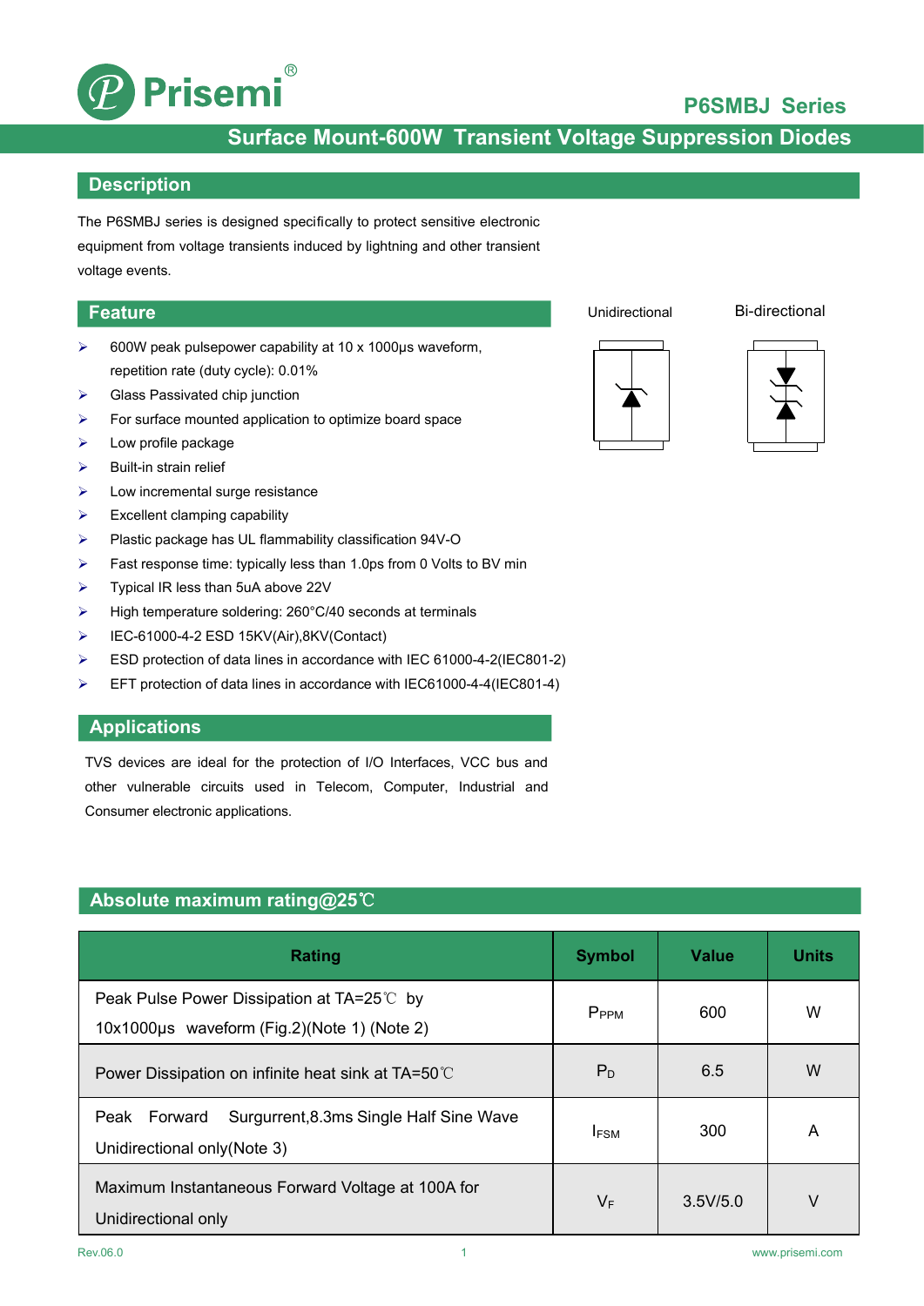# P6SMBJ Series

## Surface Mount-600W Transient Voltage Suppression Diodes

## Description

The P6SMBJ series is designed specifically to protect sensitive electronic equipment from voltage transients induced by lightning and other transient voltage events.

## Feature

- 600W peak pulsepower capability at 10 x 1000μs waveform, repetition rate (duty cycle): 0.01%
- Glass Passivated chip junction
- For surface mounted application to optimize board space
- Low profile package
- Built-in strain relief
- Low incremental surge resistance
- Excellent clamping capability
- Plastic package has UL flammability classification 94V-O
- Fast response time: typically less than 1.0ps from 0 Volts to BV min
- Typical IR less than 5uA above 22V
- High temperature soldering: 260°C/40 seconds at terminals
- IEC-61000-4-2 ESD 15KV(Air),8KV(Contact)
- ESD protection of data lines in accordance with IEC 61000-4-2(IEC801-2)
- EFT protection of data lines in accordance with IEC61000-4-4(IEC801-4)

Unidirectional Bi-directional

## Applications

TVS devices are ideal for the protection of I/O Interfaces, VCC bus and other vulnerable circuits used in Telecom, Computer, Industrial and Consumer electronic applications.

## Absolute maximum rating@25℃

| Rating | Symbol | Value | Units |
|---|---|---|---|
| Peak Pulse Power Dissipation at TA=25℃ by 10x1000μs waveform (Fig.2)(Note 1) (Note 2) | $P_{PPM}$ | 600 | W |
| Power Dissipation on infinite heat sink at TA=50℃ | $P_D$ | 6.5 | W |
| Peak Forward Surgurrent,8.3ms Single Half Sine Wave Unidirectional only(Note 3) | $I_{FSM}$ | 300 | A |
| Maximum Instantaneous Forward Voltage at 100A for Unidirectional only | $V_F$ | 3.5V/5.0 | V |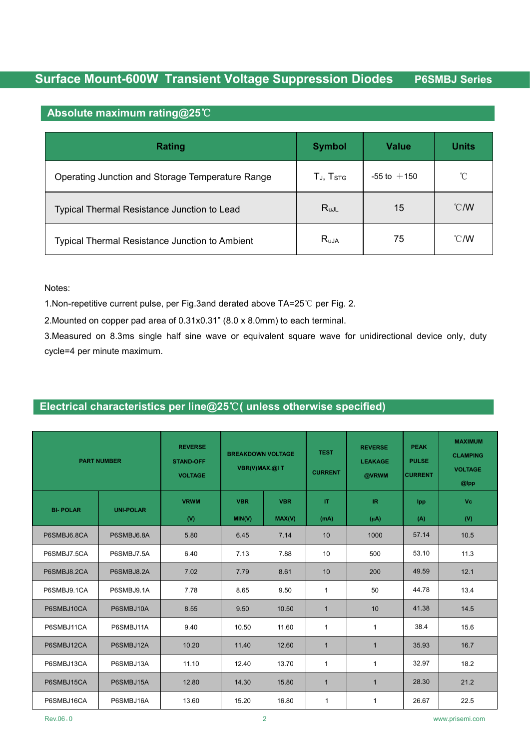## Surface Mount-600W Transient Voltage Suppression Diodes — P6SMBJ Series

### Absolute maximum rating@25℃

| Rating | Symbol | Value | Units |
|---|---|---|---|
| Operating Junction and Storage Temperature Range | $T_J$, $T_{STG}$ | -55 to ＋150 | ℃ |
| Typical Thermal Resistance Junction to Lead | $R_{uJL}$ | 15 | ℃/W |
| Typical Thermal Resistance Junction to Ambient | $R_{uJA}$ | 75 | ℃/W |

Notes:

1.Non-repetitive current pulse, per Fig.3and derated above TA=25℃ per Fig. 2.

2.Mounted on copper pad area of 0.31x0.31" (8.0 x 8.0mm) to each terminal.

3.Measured on 8.3ms single half sine wave or equivalent square wave for unidirectional device only, duty cycle=4 per minute maximum.

### Electrical characteristics per line@25℃( unless otherwise specified)

| PART NUMBER | | REVERSE STAND-OFF VOLTAGE | BREAKDOWN VOLTAGE VBR(V)MAX.@I T | | TEST CURRENT | REVERSE LEAKAGE @VRWM | PEAK PULSE CURRENT | MAXIMUM CLAMPING VOLTAGE @Ipp |
|---|---|---|---|---|---|---|---|---|
| BI- POLAR | UNI-POLAR | VRWM (V) | VBR MIN(V) | VBR MAX(V) | IT (mA) | IR (µA) | Ipp (A) | Vc (V) |
| P6SMBJ6.8CA | P6SMBJ6.8A | 5.80 | 6.45 | 7.14 | 10 | 1000 | 57.14 | 10.5 |
| P6SMBJ7.5CA | P6SMBJ7.5A | 6.40 | 7.13 | 7.88 | 10 | 500 | 53.10 | 11.3 |
| P6SMBJ8.2CA | P6SMBJ8.2A | 7.02 | 7.79 | 8.61 | 10 | 200 | 49.59 | 12.1 |
| P6SMBJ9.1CA | P6SMBJ9.1A | 7.78 | 8.65 | 9.50 | 1 | 50 | 44.78 | 13.4 |
| P6SMBJ10CA | P6SMBJ10A | 8.55 | 9.50 | 10.50 | 1 | 10 | 41.38 | 14.5 |
| P6SMBJ11CA | P6SMBJ11A | 9.40 | 10.50 | 11.60 | 1 | 1 | 38.4 | 15.6 |
| P6SMBJ12CA | P6SMBJ12A | 10.20 | 11.40 | 12.60 | 1 | 1 | 35.93 | 16.7 |
| P6SMBJ13CA | P6SMBJ13A | 11.10 | 12.40 | 13.70 | 1 | 1 | 32.97 | 18.2 |
| P6SMBJ15CA | P6SMBJ15A | 12.80 | 14.30 | 15.80 | 1 | 1 | 28.30 | 21.2 |
| P6SMBJ16CA | P6SMBJ16A | 13.60 | 15.20 | 16.80 | 1 | 1 | 26.67 | 22.5 |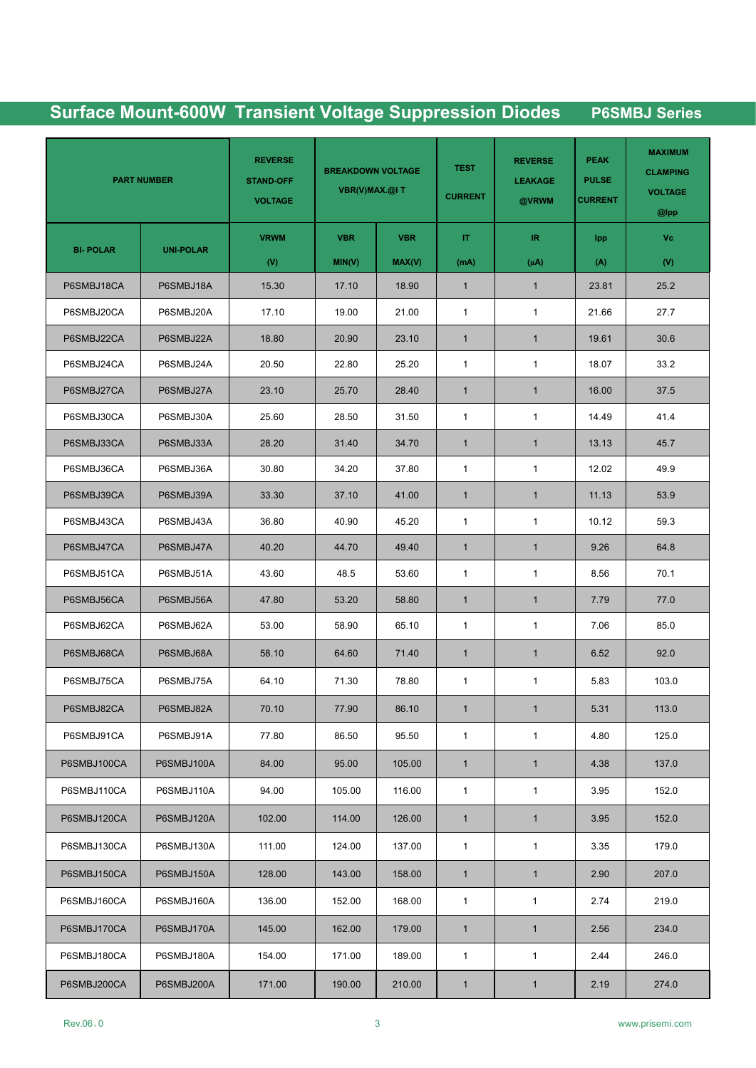## Surface Mount-600W Transient Voltage Suppression Diodes — P6SMBJ Series

| PART NUMBER | | REVERSE STAND-OFF VOLTAGE | BREAKDOWN VOLTAGE VBR(V)MAX.@I T | | TEST CURRENT | REVERSE LEAKAGE @VRWM | PEAK PULSE CURRENT | MAXIMUM CLAMPING VOLTAGE @Ipp |
|---|---|---|---|---|---|---|---|---|
| BI- POLAR | UNI-POLAR | VRWM (V) | VBR MIN(V) | VBR MAX(V) | IT (mA) | IR (μA) | Ipp (A) | Vc (V) |
| P6SMBJ18CA | P6SMBJ18A | 15.30 | 17.10 | 18.90 | 1 | 1 | 23.81 | 25.2 |
| P6SMBJ20CA | P6SMBJ20A | 17.10 | 19.00 | 21.00 | 1 | 1 | 21.66 | 27.7 |
| P6SMBJ22CA | P6SMBJ22A | 18.80 | 20.90 | 23.10 | 1 | 1 | 19.61 | 30.6 |
| P6SMBJ24CA | P6SMBJ24A | 20.50 | 22.80 | 25.20 | 1 | 1 | 18.07 | 33.2 |
| P6SMBJ27CA | P6SMBJ27A | 23.10 | 25.70 | 28.40 | 1 | 1 | 16.00 | 37.5 |
| P6SMBJ30CA | P6SMBJ30A | 25.60 | 28.50 | 31.50 | 1 | 1 | 14.49 | 41.4 |
| P6SMBJ33CA | P6SMBJ33A | 28.20 | 31.40 | 34.70 | 1 | 1 | 13.13 | 45.7 |
| P6SMBJ36CA | P6SMBJ36A | 30.80 | 34.20 | 37.80 | 1 | 1 | 12.02 | 49.9 |
| P6SMBJ39CA | P6SMBJ39A | 33.30 | 37.10 | 41.00 | 1 | 1 | 11.13 | 53.9 |
| P6SMBJ43CA | P6SMBJ43A | 36.80 | 40.90 | 45.20 | 1 | 1 | 10.12 | 59.3 |
| P6SMBJ47CA | P6SMBJ47A | 40.20 | 44.70 | 49.40 | 1 | 1 | 9.26 | 64.8 |
| P6SMBJ51CA | P6SMBJ51A | 43.60 | 48.5 | 53.60 | 1 | 1 | 8.56 | 70.1 |
| P6SMBJ56CA | P6SMBJ56A | 47.80 | 53.20 | 58.80 | 1 | 1 | 7.79 | 77.0 |
| P6SMBJ62CA | P6SMBJ62A | 53.00 | 58.90 | 65.10 | 1 | 1 | 7.06 | 85.0 |
| P6SMBJ68CA | P6SMBJ68A | 58.10 | 64.60 | 71.40 | 1 | 1 | 6.52 | 92.0 |
| P6SMBJ75CA | P6SMBJ75A | 64.10 | 71.30 | 78.80 | 1 | 1 | 5.83 | 103.0 |
| P6SMBJ82CA | P6SMBJ82A | 70.10 | 77.90 | 86.10 | 1 | 1 | 5.31 | 113.0 |
| P6SMBJ91CA | P6SMBJ91A | 77.80 | 86.50 | 95.50 | 1 | 1 | 4.80 | 125.0 |
| P6SMBJ100CA | P6SMBJ100A | 84.00 | 95.00 | 105.00 | 1 | 1 | 4.38 | 137.0 |
| P6SMBJ110CA | P6SMBJ110A | 94.00 | 105.00 | 116.00 | 1 | 1 | 3.95 | 152.0 |
| P6SMBJ120CA | P6SMBJ120A | 102.00 | 114.00 | 126.00 | 1 | 1 | 3.95 | 152.0 |
| P6SMBJ130CA | P6SMBJ130A | 111.00 | 124.00 | 137.00 | 1 | 1 | 3.35 | 179.0 |
| P6SMBJ150CA | P6SMBJ150A | 128.00 | 143.00 | 158.00 | 1 | 1 | 2.90 | 207.0 |
| P6SMBJ160CA | P6SMBJ160A | 136.00 | 152.00 | 168.00 | 1 | 1 | 2.74 | 219.0 |
| P6SMBJ170CA | P6SMBJ170A | 145.00 | 162.00 | 179.00 | 1 | 1 | 2.56 | 234.0 |
| P6SMBJ180CA | P6SMBJ180A | 154.00 | 171.00 | 189.00 | 1 | 1 | 2.44 | 246.0 |
| P6SMBJ200CA | P6SMBJ200A | 171.00 | 190.00 | 210.00 | 1 | 1 | 2.19 | 274.0 |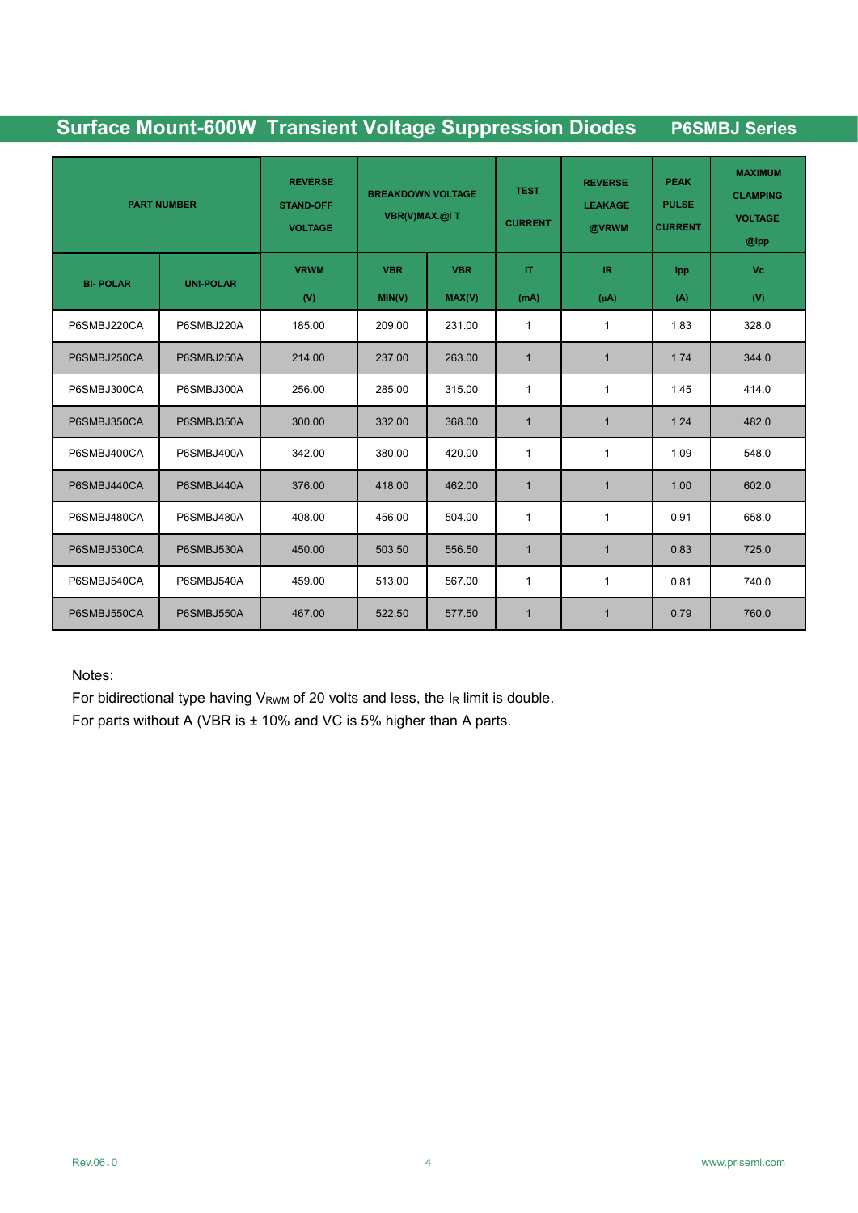## Surface Mount-600W Transient Voltage Suppression Diodes P6SMBJ Series

| PART NUMBER | | REVERSE STAND-OFF VOLTAGE | BREAKDOWN VOLTAGE VBR(V)MAX.@I T | | TEST CURRENT | REVERSE LEAKAGE @VRWM | PEAK PULSE CURRENT | MAXIMUM CLAMPING VOLTAGE @Ipp |
|---|---|---|---|---|---|---|---|---|
| BI- POLAR | UNI-POLAR | VRWM (V) | VBR MIN(V) | VBR MAX(V) | IT (mA) | IR (μA) | Ipp (A) | Vc (V) |
| P6SMBJ220CA | P6SMBJ220A | 185.00 | 209.00 | 231.00 | 1 | 1 | 1.83 | 328.0 |
| P6SMBJ250CA | P6SMBJ250A | 214.00 | 237.00 | 263.00 | 1 | 1 | 1.74 | 344.0 |
| P6SMBJ300CA | P6SMBJ300A | 256.00 | 285.00 | 315.00 | 1 | 1 | 1.45 | 414.0 |
| P6SMBJ350CA | P6SMBJ350A | 300.00 | 332.00 | 368.00 | 1 | 1 | 1.24 | 482.0 |
| P6SMBJ400CA | P6SMBJ400A | 342.00 | 380.00 | 420.00 | 1 | 1 | 1.09 | 548.0 |
| P6SMBJ440CA | P6SMBJ440A | 376.00 | 418.00 | 462.00 | 1 | 1 | 1.00 | 602.0 |
| P6SMBJ480CA | P6SMBJ480A | 408.00 | 456.00 | 504.00 | 1 | 1 | 0.91 | 658.0 |
| P6SMBJ530CA | P6SMBJ530A | 450.00 | 503.50 | 556.50 | 1 | 1 | 0.83 | 725.0 |
| P6SMBJ540CA | P6SMBJ540A | 459.00 | 513.00 | 567.00 | 1 | 1 | 0.81 | 740.0 |
| P6SMBJ550CA | P6SMBJ550A | 467.00 | 522.50 | 577.50 | 1 | 1 | 0.79 | 760.0 |

Notes:

For bidirectional type having $V_{RWM}$ of 20 volts and less, the $I_R$ limit is double.

For parts without A (VBR is ± 10% and VC is 5% higher than A parts.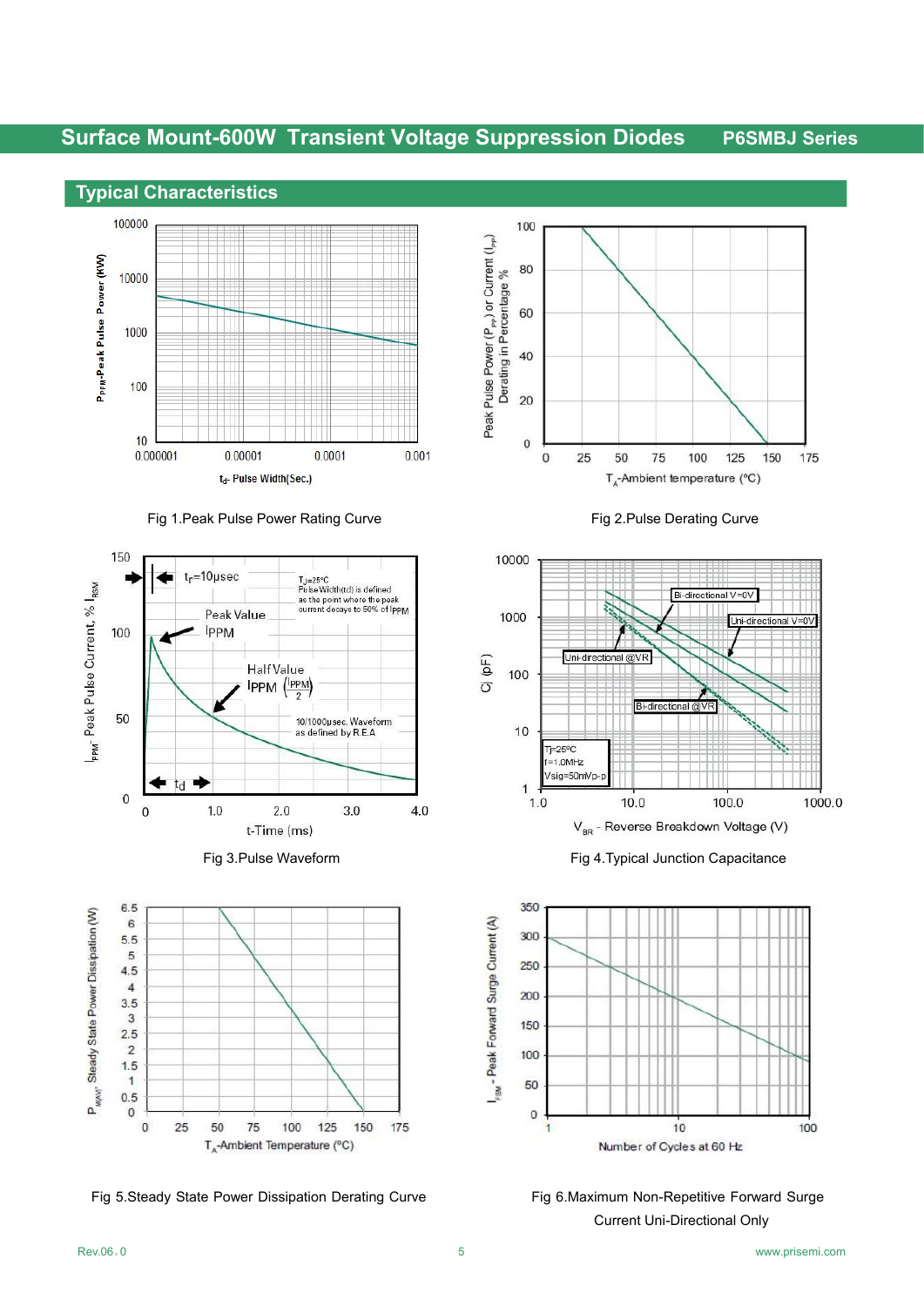## Typical Characteristics

Fig 1.Peak Pulse Power Rating Curve

Fig 2.Pulse Derating Curve

Fig 3.Pulse Waveform

Fig 4.Typical Junction Capacitance

Fig 5.Steady State Power Dissipation Derating Curve

Fig 6.Maximum Non-Repetitive Forward Surge Current Uni-Directional Only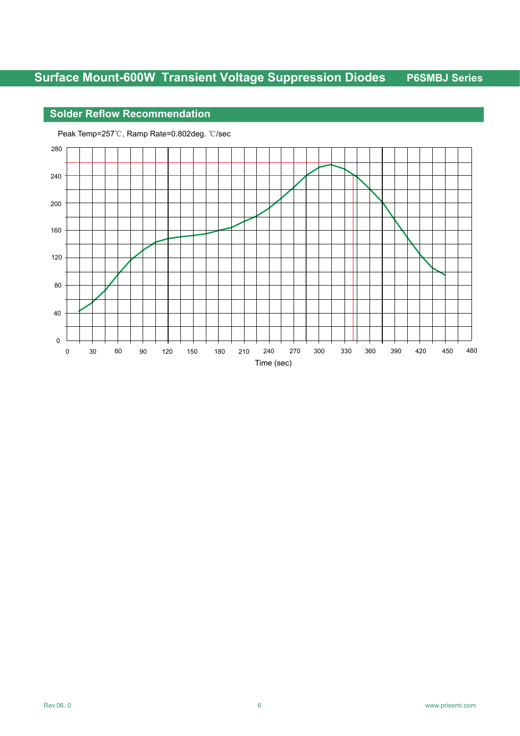## Solder Reflow Recommendation

Peak Temp=257℃, Ramp Rate=0.802deg. ℃/sec

Time (sec)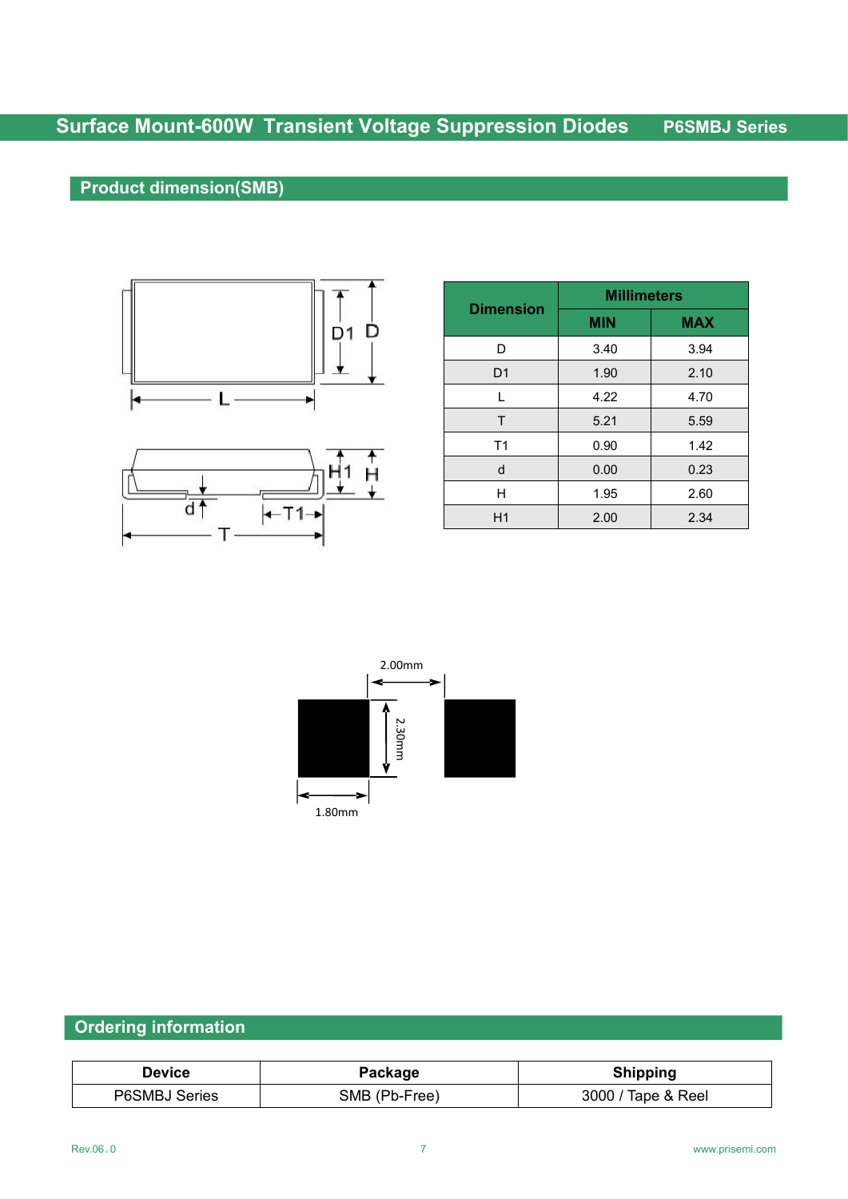## Product dimension(SMB)

| Dimension | Millimeters | |
|---|---|---|
| | MIN | MAX |
| D | 3.40 | 3.94 |
| D1 | 1.90 | 2.10 |
| L | 4.22 | 4.70 |
| T | 5.21 | 5.59 |
| T1 | 0.90 | 1.42 |
| d | 0.00 | 0.23 |
| H | 1.95 | 2.60 |
| H1 | 2.00 | 2.34 |

2.00mm

2.30mm

1.80mm

## Ordering information

| Device | Package | Shipping |
|---|---|---|
| P6SMBJ Series | SMB (Pb-Free) | 3000 / Tape & Reel |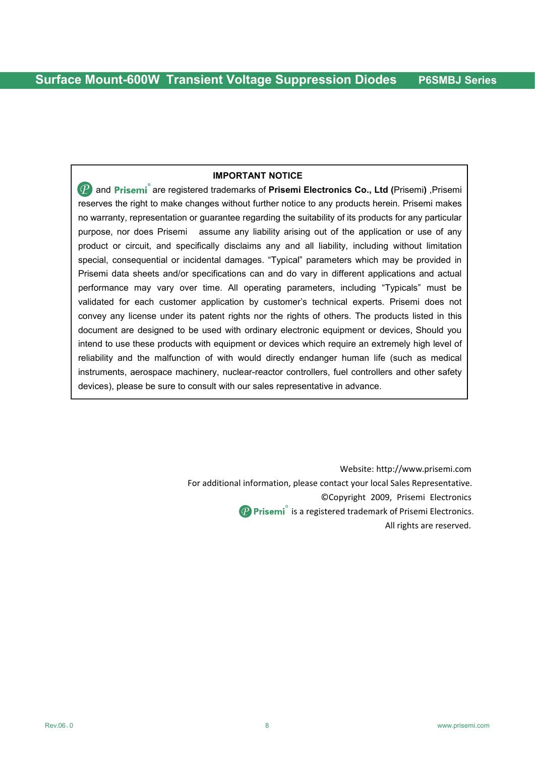## IMPORTANT NOTICE

and **Prisemi**® are registered trademarks of **Prisemi Electronics Co., Ltd (**Prisemi**)** ,Prisemi reserves the right to make changes without further notice to any products herein. Prisemi makes no warranty, representation or guarantee regarding the suitability of its products for any particular purpose, nor does Prisemi assume any liability arising out of the application or use of any product or circuit, and specifically disclaims any and all liability, including without limitation special, consequential or incidental damages. "Typical" parameters which may be provided in Prisemi data sheets and/or specifications can and do vary in different applications and actual performance may vary over time. All operating parameters, including "Typicals" must be validated for each customer application by customer's technical experts. Prisemi does not convey any license under its patent rights nor the rights of others. The products listed in this document are designed to be used with ordinary electronic equipment or devices, Should you intend to use these products with equipment or devices which require an extremely high level of reliability and the malfunction of with would directly endanger human life (such as medical instruments, aerospace machinery, nuclear-reactor controllers, fuel controllers and other safety devices), please be sure to consult with our sales representative in advance.

Website: http://www.prisemi.com

For additional information, please contact your local Sales Representative.

©Copyright 2009, Prisemi Electronics

**Prisemi**® is a registered trademark of Prisemi Electronics.

All rights are reserved.